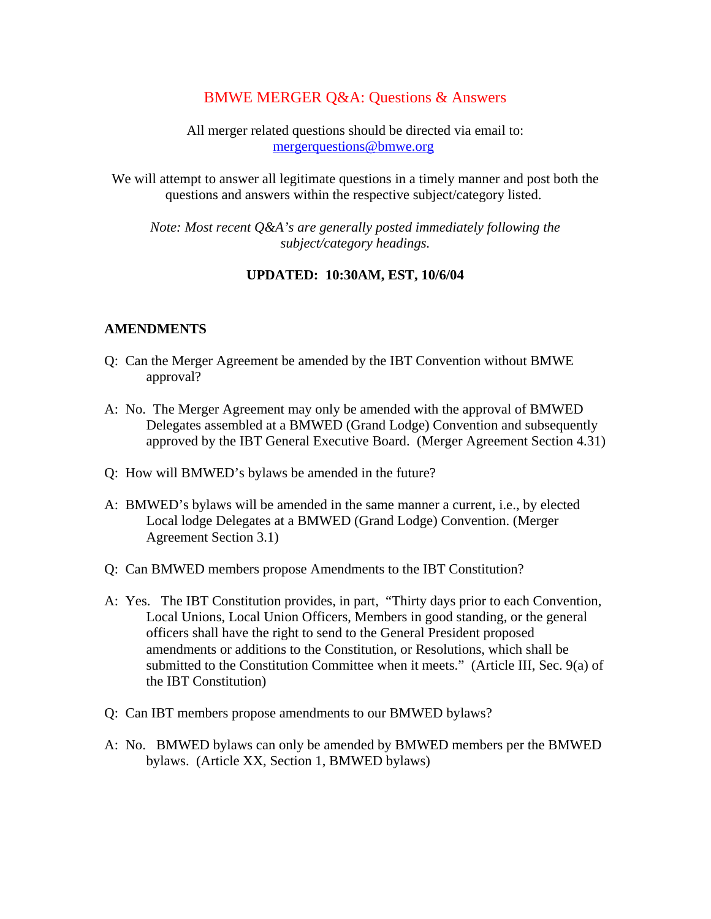# BMWE MERGER Q&A: Questions & Answers

All merger related questions should be directed via email to:
mergerquestions@bmwe.org

We will attempt to answer all legitimate questions in a timely manner and post both the questions and answers within the respective subject/category listed.

*Note: Most recent Q&A's are generally posted immediately following the subject/category headings.*

**UPDATED: 10:30AM, EST, 10/6/04**

## AMENDMENTS

Q: Can the Merger Agreement be amended by the IBT Convention without BMWE approval?

A: No. The Merger Agreement may only be amended with the approval of BMWED Delegates assembled at a BMWED (Grand Lodge) Convention and subsequently approved by the IBT General Executive Board. (Merger Agreement Section 4.31)

Q: How will BMWED's bylaws be amended in the future?

A: BMWED's bylaws will be amended in the same manner a current, i.e., by elected Local lodge Delegates at a BMWED (Grand Lodge) Convention. (Merger Agreement Section 3.1)

Q: Can BMWED members propose Amendments to the IBT Constitution?

A: Yes. The IBT Constitution provides, in part, "Thirty days prior to each Convention, Local Unions, Local Union Officers, Members in good standing, or the general officers shall have the right to send to the General President proposed amendments or additions to the Constitution, or Resolutions, which shall be submitted to the Constitution Committee when it meets." (Article III, Sec. 9(a) of the IBT Constitution)

Q: Can IBT members propose amendments to our BMWED bylaws?

A: No. BMWED bylaws can only be amended by BMWED members per the BMWED bylaws. (Article XX, Section 1, BMWED bylaws)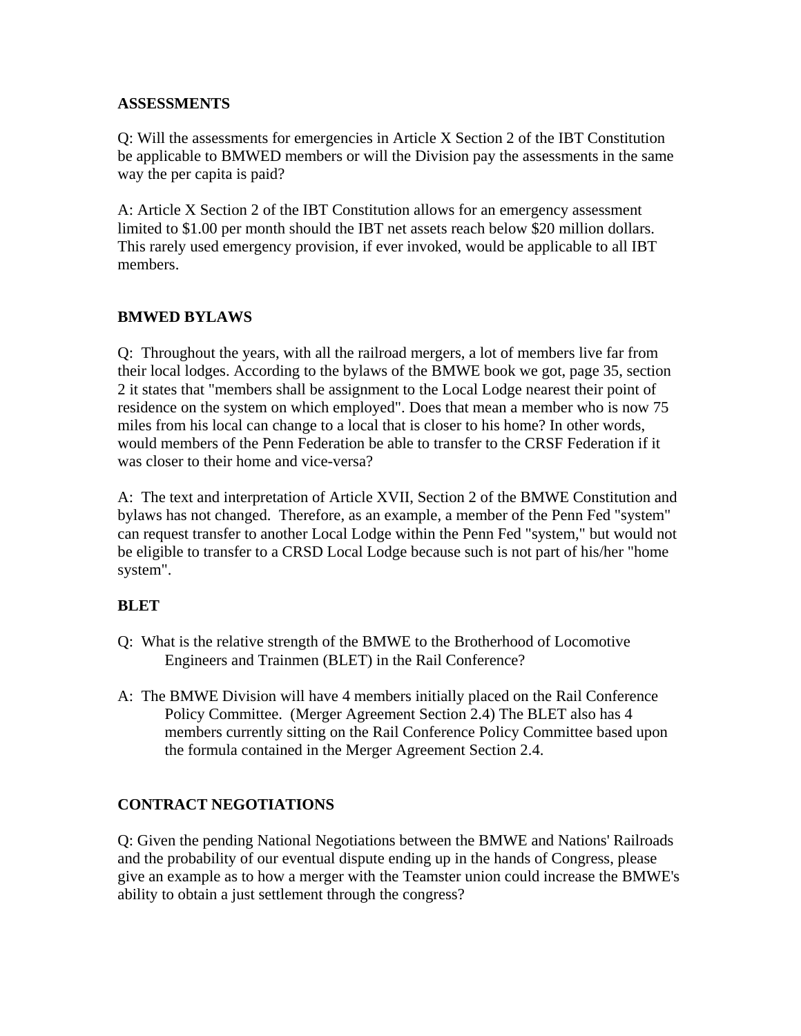**ASSESSMENTS**

Q: Will the assessments for emergencies in Article X Section 2 of the IBT Constitution be applicable to BMWED members or will the Division pay the assessments in the same way the per capita is paid?

A: Article X Section 2 of the IBT Constitution allows for an emergency assessment limited to $1.00 per month should the IBT net assets reach below $20 million dollars. This rarely used emergency provision, if ever invoked, would be applicable to all IBT members.

**BMWED BYLAWS**

Q: Throughout the years, with all the railroad mergers, a lot of members live far from their local lodges. According to the bylaws of the BMWE book we got, page 35, section 2 it states that "members shall be assignment to the Local Lodge nearest their point of residence on the system on which employed". Does that mean a member who is now 75 miles from his local can change to a local that is closer to his home? In other words, would members of the Penn Federation be able to transfer to the CRSF Federation if it was closer to their home and vice-versa?

A: The text and interpretation of Article XVII, Section 2 of the BMWE Constitution and bylaws has not changed. Therefore, as an example, a member of the Penn Fed "system" can request transfer to another Local Lodge within the Penn Fed "system," but would not be eligible to transfer to a CRSD Local Lodge because such is not part of his/her "home system".

**BLET**

Q: What is the relative strength of the BMWE to the Brotherhood of Locomotive Engineers and Trainmen (BLET) in the Rail Conference?

A: The BMWE Division will have 4 members initially placed on the Rail Conference Policy Committee. (Merger Agreement Section 2.4) The BLET also has 4 members currently sitting on the Rail Conference Policy Committee based upon the formula contained in the Merger Agreement Section 2.4.

**CONTRACT NEGOTIATIONS**

Q: Given the pending National Negotiations between the BMWE and Nations' Railroads and the probability of our eventual dispute ending up in the hands of Congress, please give an example as to how a merger with the Teamster union could increase the BMWE's ability to obtain a just settlement through the congress?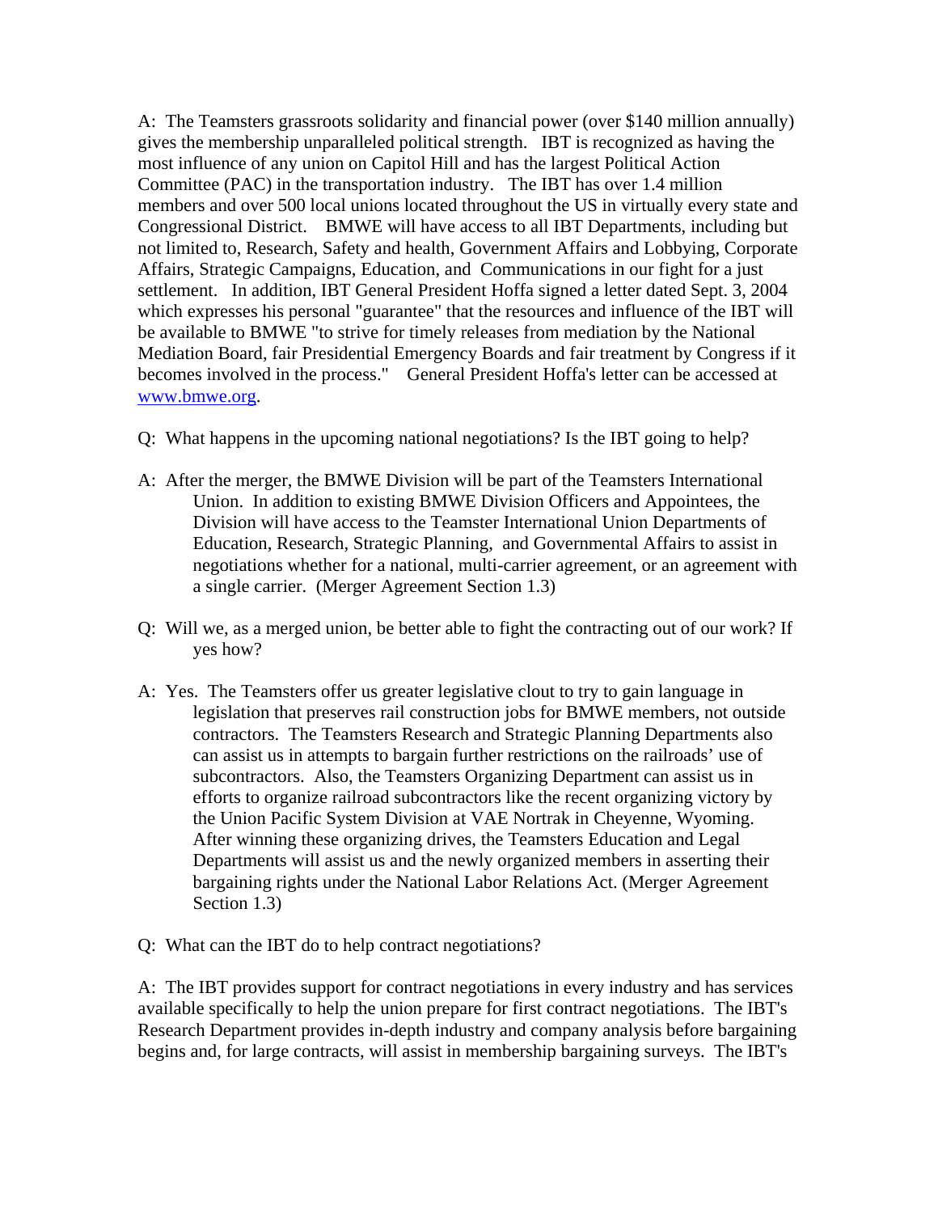A: The Teamsters grassroots solidarity and financial power (over $140 million annually) gives the membership unparalleled political strength. IBT is recognized as having the most influence of any union on Capitol Hill and has the largest Political Action Committee (PAC) in the transportation industry. The IBT has over 1.4 million members and over 500 local unions located throughout the US in virtually every state and Congressional District. BMWE will have access to all IBT Departments, including but not limited to, Research, Safety and health, Government Affairs and Lobbying, Corporate Affairs, Strategic Campaigns, Education, and Communications in our fight for a just settlement. In addition, IBT General President Hoffa signed a letter dated Sept. 3, 2004 which expresses his personal "guarantee" that the resources and influence of the IBT will be available to BMWE "to strive for timely releases from mediation by the National Mediation Board, fair Presidential Emergency Boards and fair treatment by Congress if it becomes involved in the process." General President Hoffa's letter can be accessed at www.bmwe.org.

Q: What happens in the upcoming national negotiations? Is the IBT going to help?

A: After the merger, the BMWE Division will be part of the Teamsters International Union. In addition to existing BMWE Division Officers and Appointees, the Division will have access to the Teamster International Union Departments of Education, Research, Strategic Planning, and Governmental Affairs to assist in negotiations whether for a national, multi-carrier agreement, or an agreement with a single carrier. (Merger Agreement Section 1.3)

Q: Will we, as a merged union, be better able to fight the contracting out of our work? If yes how?

A: Yes. The Teamsters offer us greater legislative clout to try to gain language in legislation that preserves rail construction jobs for BMWE members, not outside contractors. The Teamsters Research and Strategic Planning Departments also can assist us in attempts to bargain further restrictions on the railroads' use of subcontractors. Also, the Teamsters Organizing Department can assist us in efforts to organize railroad subcontractors like the recent organizing victory by the Union Pacific System Division at VAE Nortrak in Cheyenne, Wyoming. After winning these organizing drives, the Teamsters Education and Legal Departments will assist us and the newly organized members in asserting their bargaining rights under the National Labor Relations Act. (Merger Agreement Section 1.3)

Q: What can the IBT do to help contract negotiations?

A: The IBT provides support for contract negotiations in every industry and has services available specifically to help the union prepare for first contract negotiations. The IBT's Research Department provides in-depth industry and company analysis before bargaining begins and, for large contracts, will assist in membership bargaining surveys. The IBT's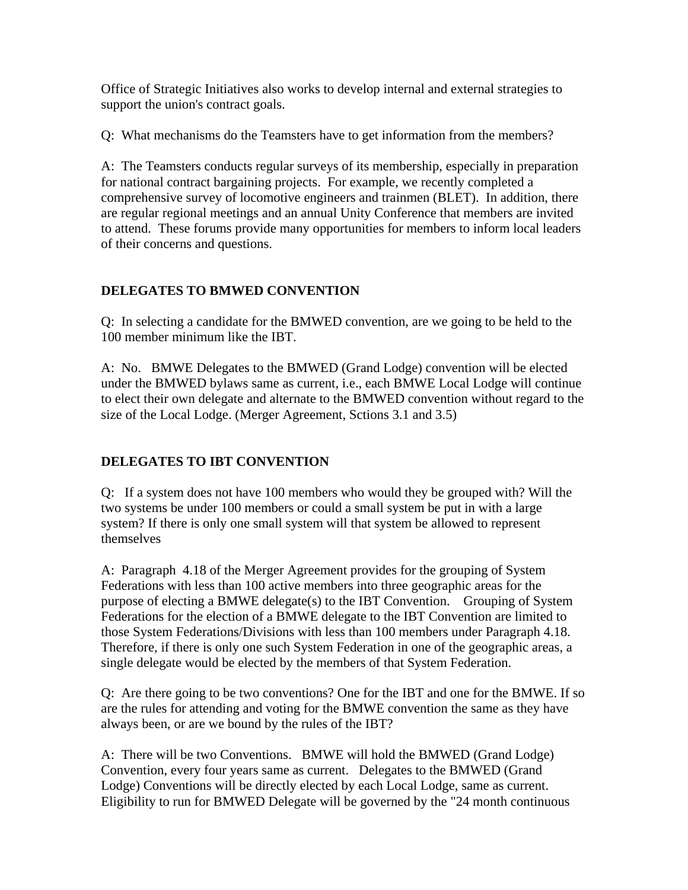Office of Strategic Initiatives also works to develop internal and external strategies to support the union's contract goals.

Q: What mechanisms do the Teamsters have to get information from the members?

A: The Teamsters conducts regular surveys of its membership, especially in preparation for national contract bargaining projects. For example, we recently completed a comprehensive survey of locomotive engineers and trainmen (BLET). In addition, there are regular regional meetings and an annual Unity Conference that members are invited to attend. These forums provide many opportunities for members to inform local leaders of their concerns and questions.

**DELEGATES TO BMWED CONVENTION**

Q: In selecting a candidate for the BMWED convention, are we going to be held to the 100 member minimum like the IBT.

A: No. BMWE Delegates to the BMWED (Grand Lodge) convention will be elected under the BMWED bylaws same as current, i.e., each BMWE Local Lodge will continue to elect their own delegate and alternate to the BMWED convention without regard to the size of the Local Lodge. (Merger Agreement, Sctions 3.1 and 3.5)

**DELEGATES TO IBT CONVENTION**

Q: If a system does not have 100 members who would they be grouped with? Will the two systems be under 100 members or could a small system be put in with a large system? If there is only one small system will that system be allowed to represent themselves

A: Paragraph 4.18 of the Merger Agreement provides for the grouping of System Federations with less than 100 active members into three geographic areas for the purpose of electing a BMWE delegate(s) to the IBT Convention. Grouping of System Federations for the election of a BMWE delegate to the IBT Convention are limited to those System Federations/Divisions with less than 100 members under Paragraph 4.18. Therefore, if there is only one such System Federation in one of the geographic areas, a single delegate would be elected by the members of that System Federation.

Q: Are there going to be two conventions? One for the IBT and one for the BMWE. If so are the rules for attending and voting for the BMWE convention the same as they have always been, or are we bound by the rules of the IBT?

A: There will be two Conventions. BMWE will hold the BMWED (Grand Lodge) Convention, every four years same as current. Delegates to the BMWED (Grand Lodge) Conventions will be directly elected by each Local Lodge, same as current. Eligibility to run for BMWED Delegate will be governed by the "24 month continuous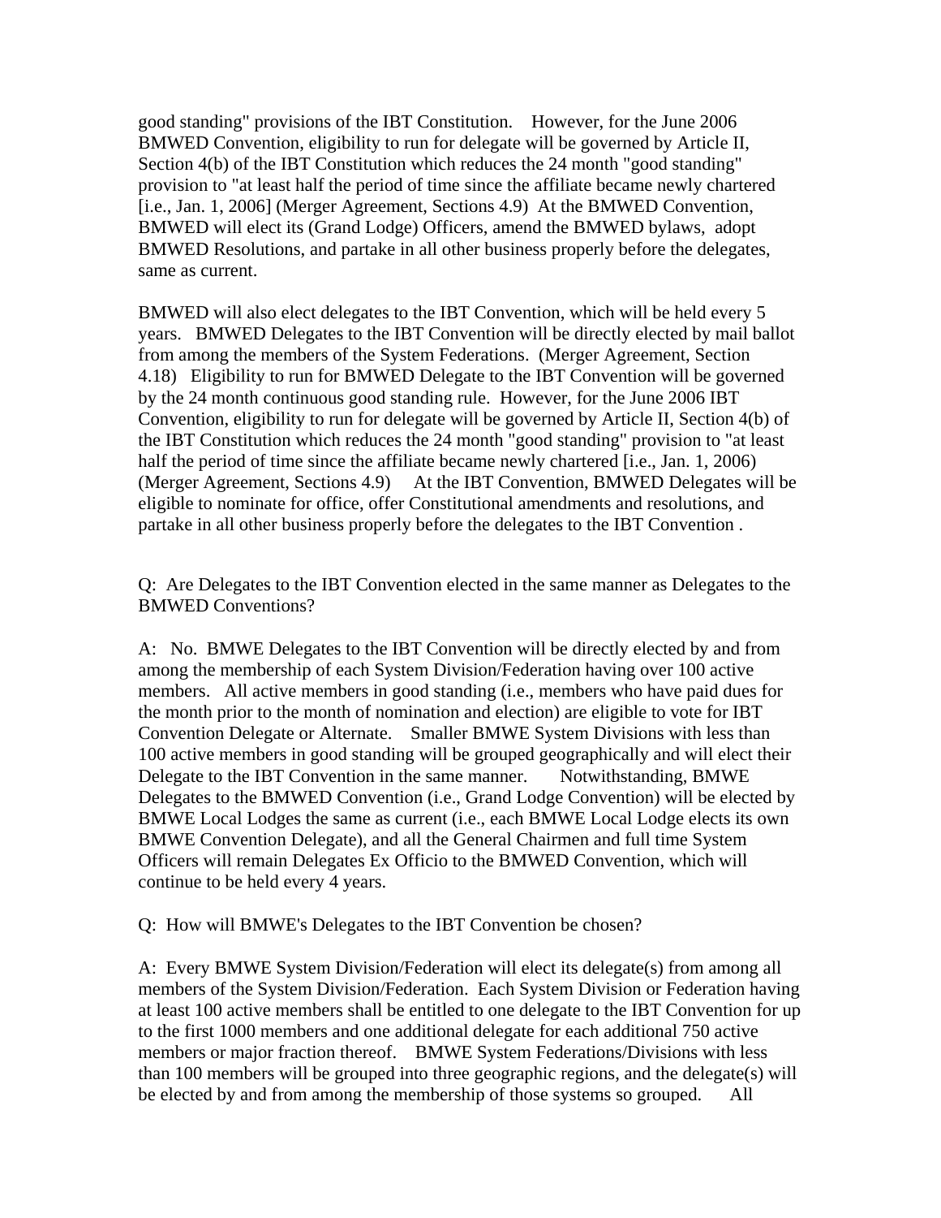good standing" provisions of the IBT Constitution. However, for the June 2006 BMWED Convention, eligibility to run for delegate will be governed by Article II, Section 4(b) of the IBT Constitution which reduces the 24 month "good standing" provision to "at least half the period of time since the affiliate became newly chartered [i.e., Jan. 1, 2006] (Merger Agreement, Sections 4.9) At the BMWED Convention, BMWED will elect its (Grand Lodge) Officers, amend the BMWED bylaws, adopt BMWED Resolutions, and partake in all other business properly before the delegates, same as current.

BMWED will also elect delegates to the IBT Convention, which will be held every 5 years. BMWED Delegates to the IBT Convention will be directly elected by mail ballot from among the members of the System Federations. (Merger Agreement, Section 4.18) Eligibility to run for BMWED Delegate to the IBT Convention will be governed by the 24 month continuous good standing rule. However, for the June 2006 IBT Convention, eligibility to run for delegate will be governed by Article II, Section 4(b) of the IBT Constitution which reduces the 24 month "good standing" provision to "at least half the period of time since the affiliate became newly chartered [i.e., Jan. 1, 2006) (Merger Agreement, Sections 4.9) At the IBT Convention, BMWED Delegates will be eligible to nominate for office, offer Constitutional amendments and resolutions, and partake in all other business properly before the delegates to the IBT Convention .

Q: Are Delegates to the IBT Convention elected in the same manner as Delegates to the BMWED Conventions?

A: No. BMWE Delegates to the IBT Convention will be directly elected by and from among the membership of each System Division/Federation having over 100 active members. All active members in good standing (i.e., members who have paid dues for the month prior to the month of nomination and election) are eligible to vote for IBT Convention Delegate or Alternate. Smaller BMWE System Divisions with less than 100 active members in good standing will be grouped geographically and will elect their Delegate to the IBT Convention in the same manner. Notwithstanding, BMWE Delegates to the BMWED Convention (i.e., Grand Lodge Convention) will be elected by BMWE Local Lodges the same as current (i.e., each BMWE Local Lodge elects its own BMWE Convention Delegate), and all the General Chairmen and full time System Officers will remain Delegates Ex Officio to the BMWED Convention, which will continue to be held every 4 years.

Q: How will BMWE's Delegates to the IBT Convention be chosen?

A: Every BMWE System Division/Federation will elect its delegate(s) from among all members of the System Division/Federation. Each System Division or Federation having at least 100 active members shall be entitled to one delegate to the IBT Convention for up to the first 1000 members and one additional delegate for each additional 750 active members or major fraction thereof. BMWE System Federations/Divisions with less than 100 members will be grouped into three geographic regions, and the delegate(s) will be elected by and from among the membership of those systems so grouped. All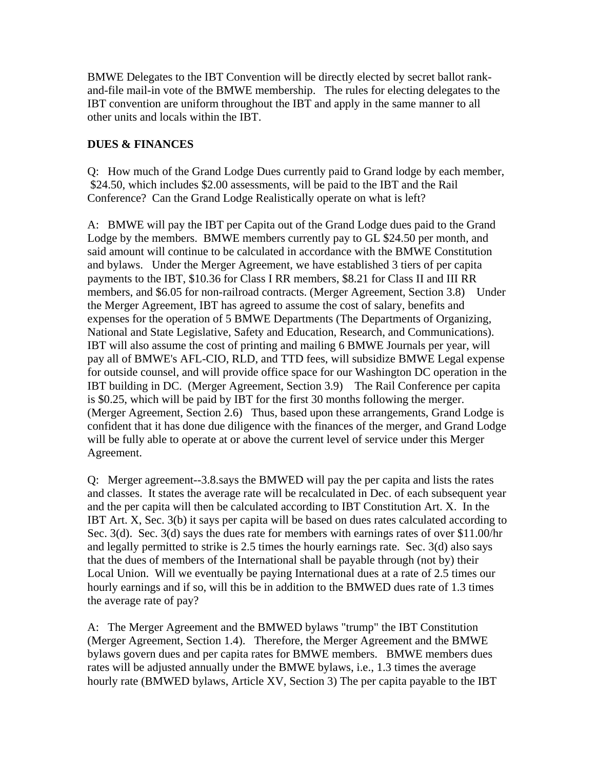BMWE Delegates to the IBT Convention will be directly elected by secret ballot rank-and-file mail-in vote of the BMWE membership. The rules for electing delegates to the IBT convention are uniform throughout the IBT and apply in the same manner to all other units and locals within the IBT.

**DUES & FINANCES**

Q: How much of the Grand Lodge Dues currently paid to Grand lodge by each member, $24.50, which includes $2.00 assessments, will be paid to the IBT and the Rail Conference? Can the Grand Lodge Realistically operate on what is left?

A: BMWE will pay the IBT per Capita out of the Grand Lodge dues paid to the Grand Lodge by the members. BMWE members currently pay to GL $24.50 per month, and said amount will continue to be calculated in accordance with the BMWE Constitution and bylaws. Under the Merger Agreement, we have established 3 tiers of per capita payments to the IBT, $10.36 for Class I RR members, $8.21 for Class II and III RR members, and $6.05 for non-railroad contracts. (Merger Agreement, Section 3.8) Under the Merger Agreement, IBT has agreed to assume the cost of salary, benefits and expenses for the operation of 5 BMWE Departments (The Departments of Organizing, National and State Legislative, Safety and Education, Research, and Communications). IBT will also assume the cost of printing and mailing 6 BMWE Journals per year, will pay all of BMWE's AFL-CIO, RLD, and TTD fees, will subsidize BMWE Legal expense for outside counsel, and will provide office space for our Washington DC operation in the IBT building in DC. (Merger Agreement, Section 3.9) The Rail Conference per capita is $0.25, which will be paid by IBT for the first 30 months following the merger. (Merger Agreement, Section 2.6) Thus, based upon these arrangements, Grand Lodge is confident that it has done due diligence with the finances of the merger, and Grand Lodge will be fully able to operate at or above the current level of service under this Merger Agreement.

Q: Merger agreement--3.8.says the BMWED will pay the per capita and lists the rates and classes. It states the average rate will be recalculated in Dec. of each subsequent year and the per capita will then be calculated according to IBT Constitution Art. X. In the IBT Art. X, Sec. 3(b) it says per capita will be based on dues rates calculated according to Sec. 3(d). Sec. 3(d) says the dues rate for members with earnings rates of over $11.00/hr and legally permitted to strike is 2.5 times the hourly earnings rate. Sec. 3(d) also says that the dues of members of the International shall be payable through (not by) their Local Union. Will we eventually be paying International dues at a rate of 2.5 times our hourly earnings and if so, will this be in addition to the BMWED dues rate of 1.3 times the average rate of pay?

A: The Merger Agreement and the BMWED bylaws "trump" the IBT Constitution (Merger Agreement, Section 1.4). Therefore, the Merger Agreement and the BMWE bylaws govern dues and per capita rates for BMWE members. BMWE members dues rates will be adjusted annually under the BMWE bylaws, i.e., 1.3 times the average hourly rate (BMWED bylaws, Article XV, Section 3) The per capita payable to the IBT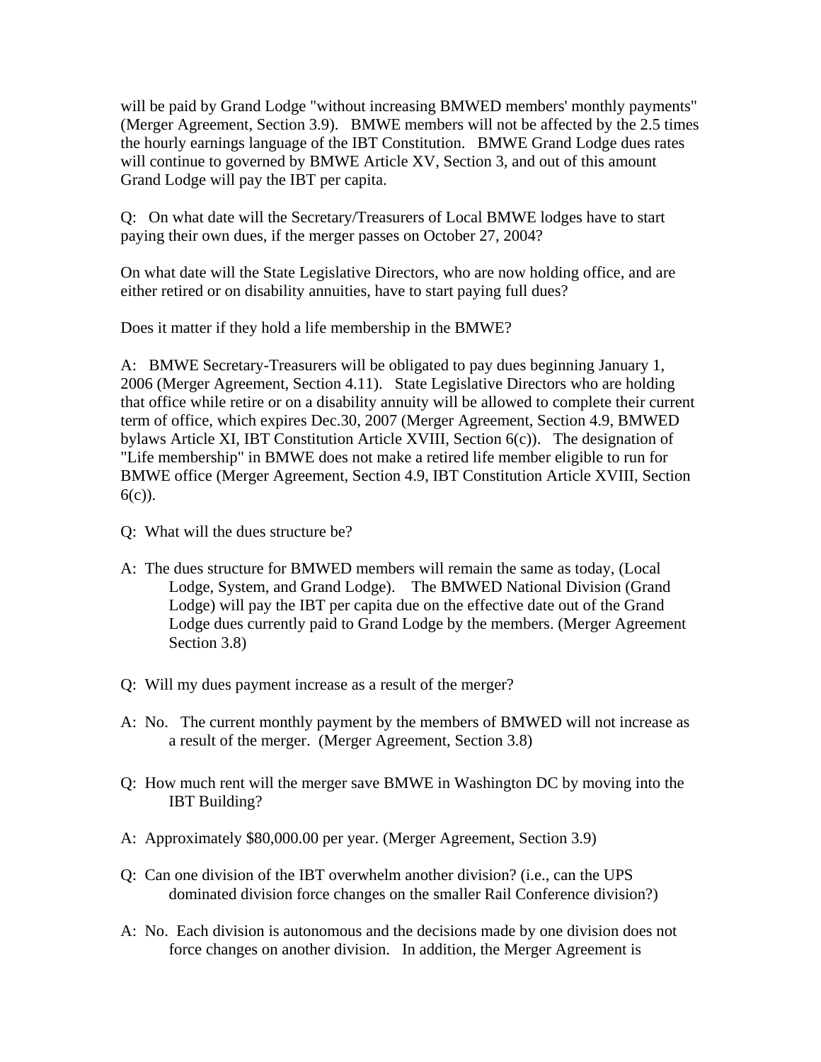will be paid by Grand Lodge "without increasing BMWED members' monthly payments" (Merger Agreement, Section 3.9). BMWE members will not be affected by the 2.5 times the hourly earnings language of the IBT Constitution. BMWE Grand Lodge dues rates will continue to governed by BMWE Article XV, Section 3, and out of this amount Grand Lodge will pay the IBT per capita.

Q: On what date will the Secretary/Treasurers of Local BMWE lodges have to start paying their own dues, if the merger passes on October 27, 2004?

On what date will the State Legislative Directors, who are now holding office, and are either retired or on disability annuities, have to start paying full dues?

Does it matter if they hold a life membership in the BMWE?

A: BMWE Secretary-Treasurers will be obligated to pay dues beginning January 1, 2006 (Merger Agreement, Section 4.11). State Legislative Directors who are holding that office while retire or on a disability annuity will be allowed to complete their current term of office, which expires Dec.30, 2007 (Merger Agreement, Section 4.9, BMWED bylaws Article XI, IBT Constitution Article XVIII, Section 6(c)). The designation of "Life membership" in BMWE does not make a retired life member eligible to run for BMWE office (Merger Agreement, Section 4.9, IBT Constitution Article XVIII, Section 6(c)).

Q: What will the dues structure be?

A: The dues structure for BMWED members will remain the same as today, (Local Lodge, System, and Grand Lodge). The BMWED National Division (Grand Lodge) will pay the IBT per capita due on the effective date out of the Grand Lodge dues currently paid to Grand Lodge by the members. (Merger Agreement Section 3.8)

Q: Will my dues payment increase as a result of the merger?

A: No. The current monthly payment by the members of BMWED will not increase as a result of the merger. (Merger Agreement, Section 3.8)

Q: How much rent will the merger save BMWE in Washington DC by moving into the IBT Building?

A: Approximately $80,000.00 per year. (Merger Agreement, Section 3.9)

Q: Can one division of the IBT overwhelm another division? (i.e., can the UPS dominated division force changes on the smaller Rail Conference division?)

A: No. Each division is autonomous and the decisions made by one division does not force changes on another division. In addition, the Merger Agreement is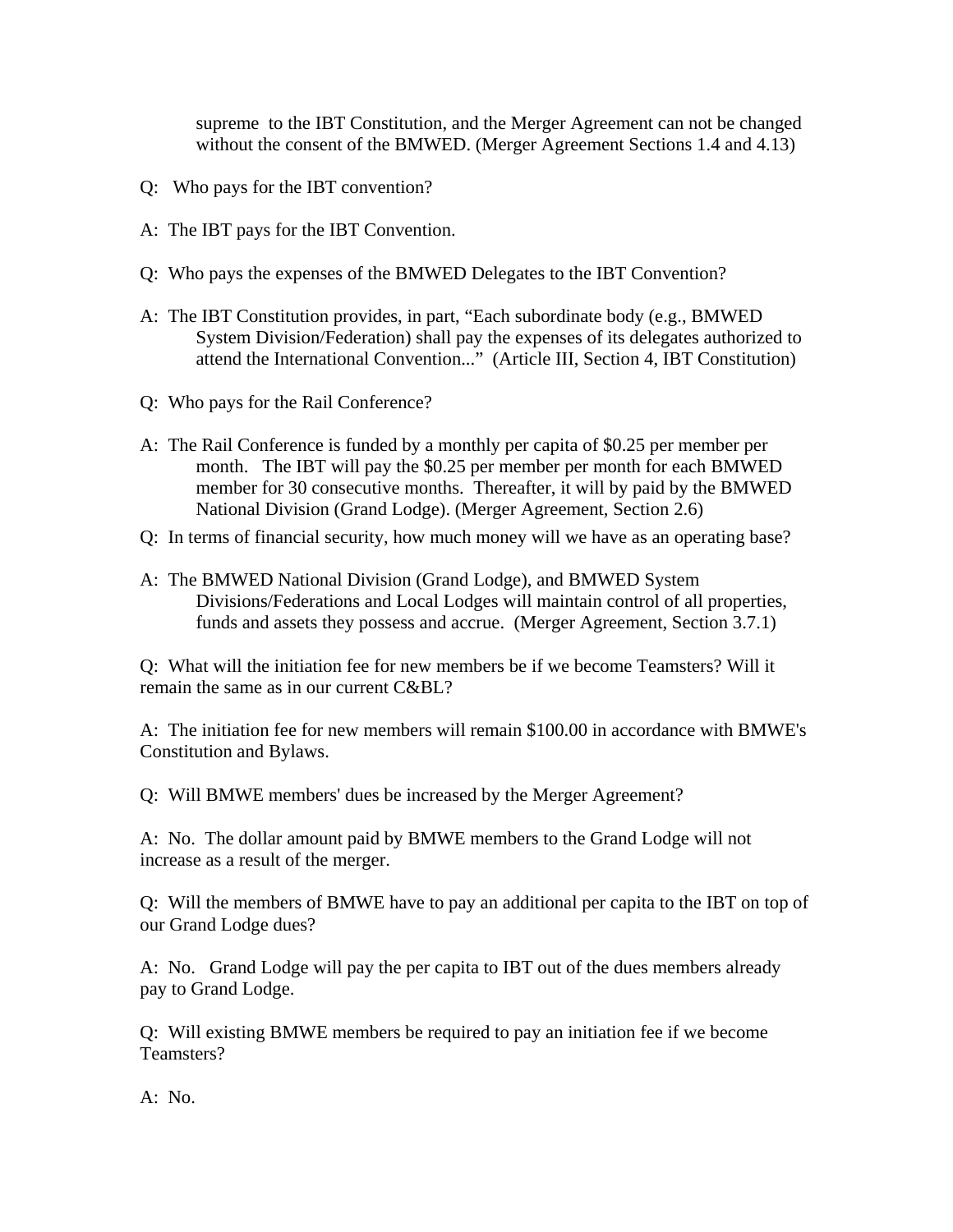supreme to the IBT Constitution, and the Merger Agreement can not be changed without the consent of the BMWED. (Merger Agreement Sections 1.4 and 4.13)

Q: Who pays for the IBT convention?

A: The IBT pays for the IBT Convention.

Q: Who pays the expenses of the BMWED Delegates to the IBT Convention?

A: The IBT Constitution provides, in part, "Each subordinate body (e.g., BMWED System Division/Federation) shall pay the expenses of its delegates authorized to attend the International Convention..." (Article III, Section 4, IBT Constitution)

Q: Who pays for the Rail Conference?

A: The Rail Conference is funded by a monthly per capita of $0.25 per member per month. The IBT will pay the $0.25 per member per month for each BMWED member for 30 consecutive months. Thereafter, it will by paid by the BMWED National Division (Grand Lodge). (Merger Agreement, Section 2.6)

Q: In terms of financial security, how much money will we have as an operating base?

A: The BMWED National Division (Grand Lodge), and BMWED System Divisions/Federations and Local Lodges will maintain control of all properties, funds and assets they possess and accrue. (Merger Agreement, Section 3.7.1)

Q: What will the initiation fee for new members be if we become Teamsters? Will it remain the same as in our current C&BL?

A: The initiation fee for new members will remain $100.00 in accordance with BMWE's Constitution and Bylaws.

Q: Will BMWE members' dues be increased by the Merger Agreement?

A: No. The dollar amount paid by BMWE members to the Grand Lodge will not increase as a result of the merger.

Q: Will the members of BMWE have to pay an additional per capita to the IBT on top of our Grand Lodge dues?

A: No. Grand Lodge will pay the per capita to IBT out of the dues members already pay to Grand Lodge.

Q: Will existing BMWE members be required to pay an initiation fee if we become Teamsters?

A: No.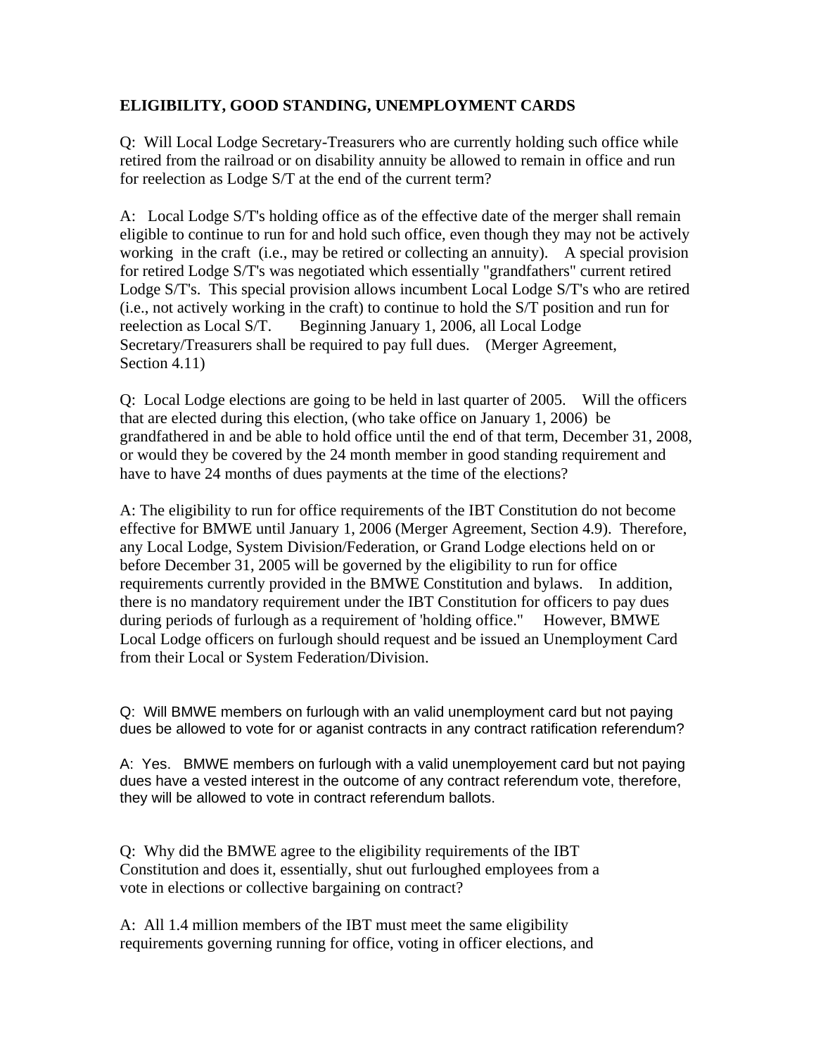**ELIGIBILITY, GOOD STANDING, UNEMPLOYMENT CARDS**

Q: Will Local Lodge Secretary-Treasurers who are currently holding such office while retired from the railroad or on disability annuity be allowed to remain in office and run for reelection as Lodge S/T at the end of the current term?

A: Local Lodge S/T's holding office as of the effective date of the merger shall remain eligible to continue to run for and hold such office, even though they may not be actively working in the craft (i.e., may be retired or collecting an annuity). A special provision for retired Lodge S/T's was negotiated which essentially "grandfathers" current retired Lodge S/T's. This special provision allows incumbent Local Lodge S/T's who are retired (i.e., not actively working in the craft) to continue to hold the S/T position and run for reelection as Local S/T. Beginning January 1, 2006, all Local Lodge Secretary/Treasurers shall be required to pay full dues. (Merger Agreement, Section 4.11)

Q: Local Lodge elections are going to be held in last quarter of 2005. Will the officers that are elected during this election, (who take office on January 1, 2006) be grandfathered in and be able to hold office until the end of that term, December 31, 2008, or would they be covered by the 24 month member in good standing requirement and have to have 24 months of dues payments at the time of the elections?

A: The eligibility to run for office requirements of the IBT Constitution do not become effective for BMWE until January 1, 2006 (Merger Agreement, Section 4.9). Therefore, any Local Lodge, System Division/Federation, or Grand Lodge elections held on or before December 31, 2005 will be governed by the eligibility to run for office requirements currently provided in the BMWE Constitution and bylaws. In addition, there is no mandatory requirement under the IBT Constitution for officers to pay dues during periods of furlough as a requirement of 'holding office." However, BMWE Local Lodge officers on furlough should request and be issued an Unemployment Card from their Local or System Federation/Division.

Q: Will BMWE members on furlough with an valid unemployment card but not paying dues be allowed to vote for or aganist contracts in any contract ratification referendum?

A: Yes. BMWE members on furlough with a valid unemployement card but not paying dues have a vested interest in the outcome of any contract referendum vote, therefore, they will be allowed to vote in contract referendum ballots.

Q: Why did the BMWE agree to the eligibility requirements of the IBT Constitution and does it, essentially, shut out furloughed employees from a vote in elections or collective bargaining on contract?

A: All 1.4 million members of the IBT must meet the same eligibility requirements governing running for office, voting in officer elections, and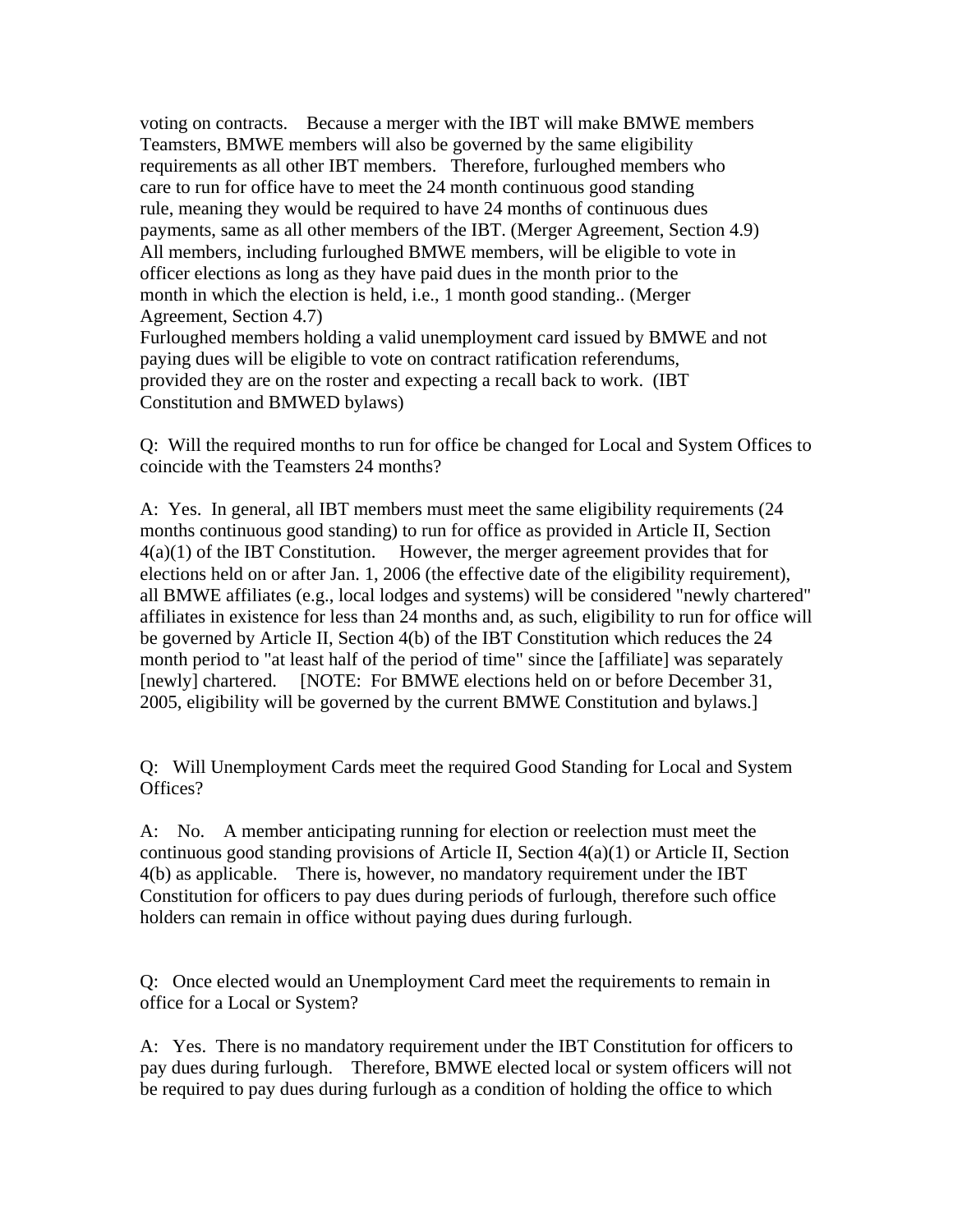voting on contracts. Because a merger with the IBT will make BMWE members Teamsters, BMWE members will also be governed by the same eligibility requirements as all other IBT members. Therefore, furloughed members who care to run for office have to meet the 24 month continuous good standing rule, meaning they would be required to have 24 months of continuous dues payments, same as all other members of the IBT. (Merger Agreement, Section 4.9) All members, including furloughed BMWE members, will be eligible to vote in officer elections as long as they have paid dues in the month prior to the month in which the election is held, i.e., 1 month good standing.. (Merger Agreement, Section 4.7)
Furloughed members holding a valid unemployment card issued by BMWE and not paying dues will be eligible to vote on contract ratification referendums, provided they are on the roster and expecting a recall back to work. (IBT Constitution and BMWED bylaws)

Q: Will the required months to run for office be changed for Local and System Offices to coincide with the Teamsters 24 months?

A: Yes. In general, all IBT members must meet the same eligibility requirements (24 months continuous good standing) to run for office as provided in Article II, Section 4(a)(1) of the IBT Constitution. However, the merger agreement provides that for elections held on or after Jan. 1, 2006 (the effective date of the eligibility requirement), all BMWE affiliates (e.g., local lodges and systems) will be considered "newly chartered" affiliates in existence for less than 24 months and, as such, eligibility to run for office will be governed by Article II, Section 4(b) of the IBT Constitution which reduces the 24 month period to "at least half of the period of time" since the [affiliate] was separately [newly] chartered. [NOTE: For BMWE elections held on or before December 31, 2005, eligibility will be governed by the current BMWE Constitution and bylaws.]

Q: Will Unemployment Cards meet the required Good Standing for Local and System Offices?

A: No. A member anticipating running for election or reelection must meet the continuous good standing provisions of Article II, Section 4(a)(1) or Article II, Section 4(b) as applicable. There is, however, no mandatory requirement under the IBT Constitution for officers to pay dues during periods of furlough, therefore such office holders can remain in office without paying dues during furlough.

Q: Once elected would an Unemployment Card meet the requirements to remain in office for a Local or System?

A: Yes. There is no mandatory requirement under the IBT Constitution for officers to pay dues during furlough. Therefore, BMWE elected local or system officers will not be required to pay dues during furlough as a condition of holding the office to which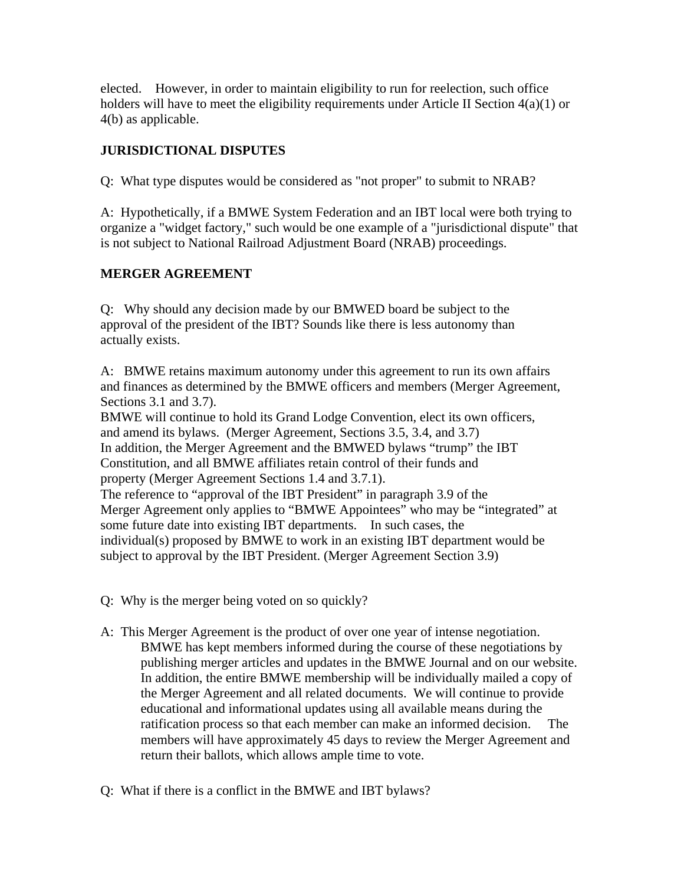elected. However, in order to maintain eligibility to run for reelection, such office holders will have to meet the eligibility requirements under Article II Section 4(a)(1) or 4(b) as applicable.

**JURISDICTIONAL DISPUTES**

Q: What type disputes would be considered as "not proper" to submit to NRAB?

A: Hypothetically, if a BMWE System Federation and an IBT local were both trying to organize a "widget factory," such would be one example of a "jurisdictional dispute" that is not subject to National Railroad Adjustment Board (NRAB) proceedings.

**MERGER AGREEMENT**

Q: Why should any decision made by our BMWED board be subject to the approval of the president of the IBT? Sounds like there is less autonomy than actually exists.

A: BMWE retains maximum autonomy under this agreement to run its own affairs and finances as determined by the BMWE officers and members (Merger Agreement, Sections 3.1 and 3.7).
BMWE will continue to hold its Grand Lodge Convention, elect its own officers, and amend its bylaws. (Merger Agreement, Sections 3.5, 3.4, and 3.7)
In addition, the Merger Agreement and the BMWED bylaws "trump" the IBT Constitution, and all BMWE affiliates retain control of their funds and property (Merger Agreement Sections 1.4 and 3.7.1).
The reference to "approval of the IBT President" in paragraph 3.9 of the Merger Agreement only applies to "BMWE Appointees" who may be "integrated" at some future date into existing IBT departments. In such cases, the individual(s) proposed by BMWE to work in an existing IBT department would be subject to approval by the IBT President. (Merger Agreement Section 3.9)

Q: Why is the merger being voted on so quickly?

A: This Merger Agreement is the product of over one year of intense negotiation. BMWE has kept members informed during the course of these negotiations by publishing merger articles and updates in the BMWE Journal and on our website. In addition, the entire BMWE membership will be individually mailed a copy of the Merger Agreement and all related documents. We will continue to provide educational and informational updates using all available means during the ratification process so that each member can make an informed decision. The members will have approximately 45 days to review the Merger Agreement and return their ballots, which allows ample time to vote.

Q: What if there is a conflict in the BMWE and IBT bylaws?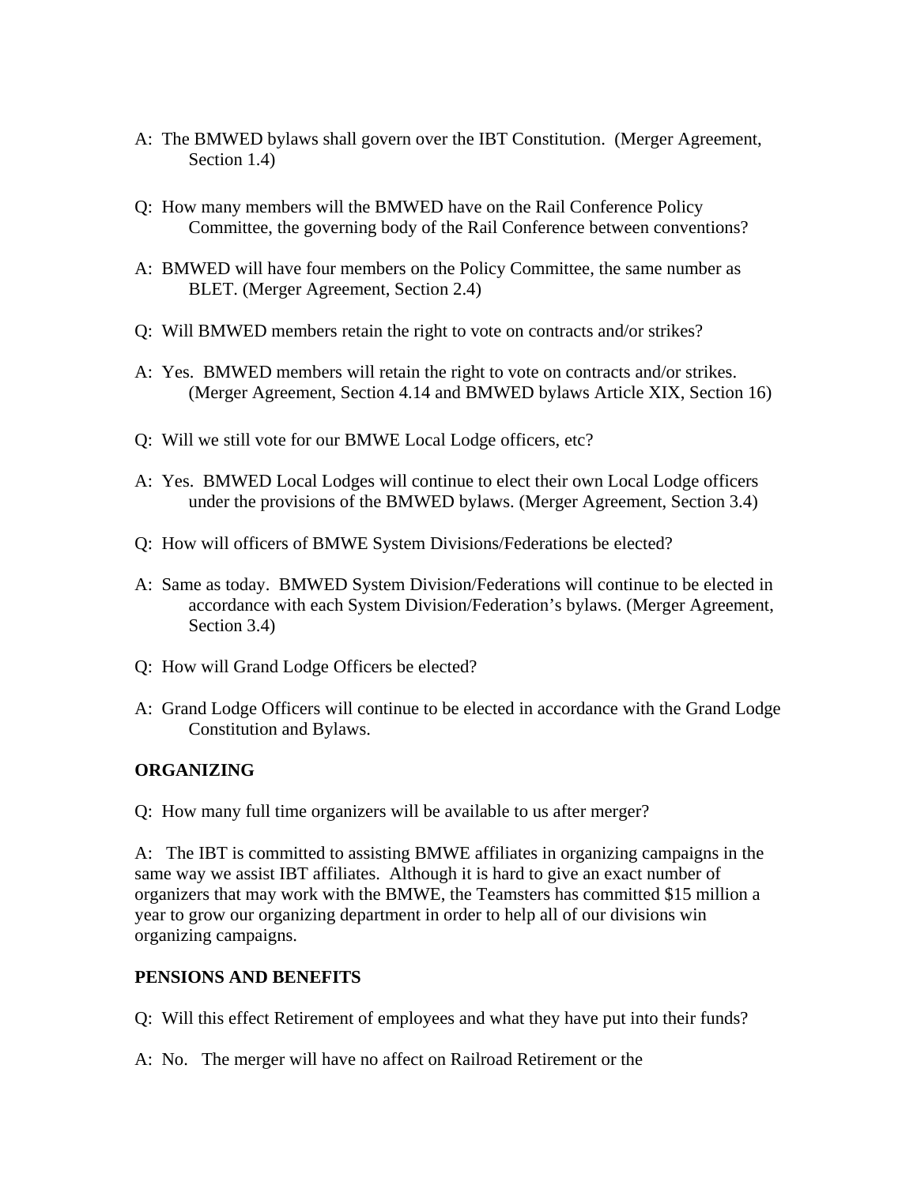A: The BMWED bylaws shall govern over the IBT Constitution. (Merger Agreement, Section 1.4)

Q: How many members will the BMWED have on the Rail Conference Policy Committee, the governing body of the Rail Conference between conventions?

A: BMWED will have four members on the Policy Committee, the same number as BLET. (Merger Agreement, Section 2.4)

Q: Will BMWED members retain the right to vote on contracts and/or strikes?

A: Yes. BMWED members will retain the right to vote on contracts and/or strikes. (Merger Agreement, Section 4.14 and BMWED bylaws Article XIX, Section 16)

Q: Will we still vote for our BMWE Local Lodge officers, etc?

A: Yes. BMWED Local Lodges will continue to elect their own Local Lodge officers under the provisions of the BMWED bylaws. (Merger Agreement, Section 3.4)

Q: How will officers of BMWE System Divisions/Federations be elected?

A: Same as today. BMWED System Division/Federations will continue to be elected in accordance with each System Division/Federation's bylaws. (Merger Agreement, Section 3.4)

Q: How will Grand Lodge Officers be elected?

A: Grand Lodge Officers will continue to be elected in accordance with the Grand Lodge Constitution and Bylaws.

**ORGANIZING**

Q: How many full time organizers will be available to us after merger?

A: The IBT is committed to assisting BMWE affiliates in organizing campaigns in the same way we assist IBT affiliates. Although it is hard to give an exact number of organizers that may work with the BMWE, the Teamsters has committed $15 million a year to grow our organizing department in order to help all of our divisions win organizing campaigns.

**PENSIONS AND BENEFITS**

Q: Will this effect Retirement of employees and what they have put into their funds?

A: No. The merger will have no affect on Railroad Retirement or the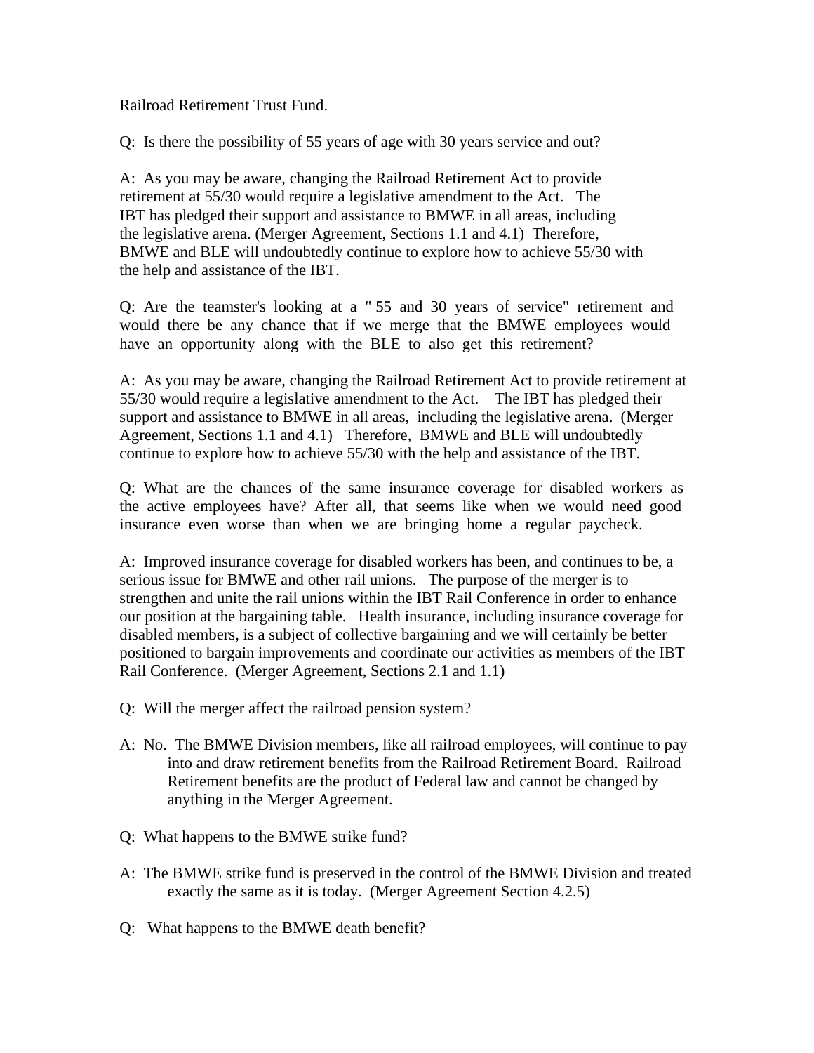Railroad Retirement Trust Fund.

Q: Is there the possibility of 55 years of age with 30 years service and out?

A: As you may be aware, changing the Railroad Retirement Act to provide retirement at 55/30 would require a legislative amendment to the Act. The IBT has pledged their support and assistance to BMWE in all areas, including the legislative arena. (Merger Agreement, Sections 1.1 and 4.1) Therefore, BMWE and BLE will undoubtedly continue to explore how to achieve 55/30 with the help and assistance of the IBT.

Q: Are the teamster's looking at a " 55 and 30 years of service" retirement and would there be any chance that if we merge that the BMWE employees would have an opportunity along with the BLE to also get this retirement?

A: As you may be aware, changing the Railroad Retirement Act to provide retirement at 55/30 would require a legislative amendment to the Act. The IBT has pledged their support and assistance to BMWE in all areas, including the legislative arena. (Merger Agreement, Sections 1.1 and 4.1) Therefore, BMWE and BLE will undoubtedly continue to explore how to achieve 55/30 with the help and assistance of the IBT.

Q: What are the chances of the same insurance coverage for disabled workers as the active employees have? After all, that seems like when we would need good insurance even worse than when we are bringing home a regular paycheck.

A: Improved insurance coverage for disabled workers has been, and continues to be, a serious issue for BMWE and other rail unions. The purpose of the merger is to strengthen and unite the rail unions within the IBT Rail Conference in order to enhance our position at the bargaining table. Health insurance, including insurance coverage for disabled members, is a subject of collective bargaining and we will certainly be better positioned to bargain improvements and coordinate our activities as members of the IBT Rail Conference. (Merger Agreement, Sections 2.1 and 1.1)

Q: Will the merger affect the railroad pension system?

A: No. The BMWE Division members, like all railroad employees, will continue to pay into and draw retirement benefits from the Railroad Retirement Board. Railroad Retirement benefits are the product of Federal law and cannot be changed by anything in the Merger Agreement.

Q: What happens to the BMWE strike fund?

A: The BMWE strike fund is preserved in the control of the BMWE Division and treated exactly the same as it is today. (Merger Agreement Section 4.2.5)

Q: What happens to the BMWE death benefit?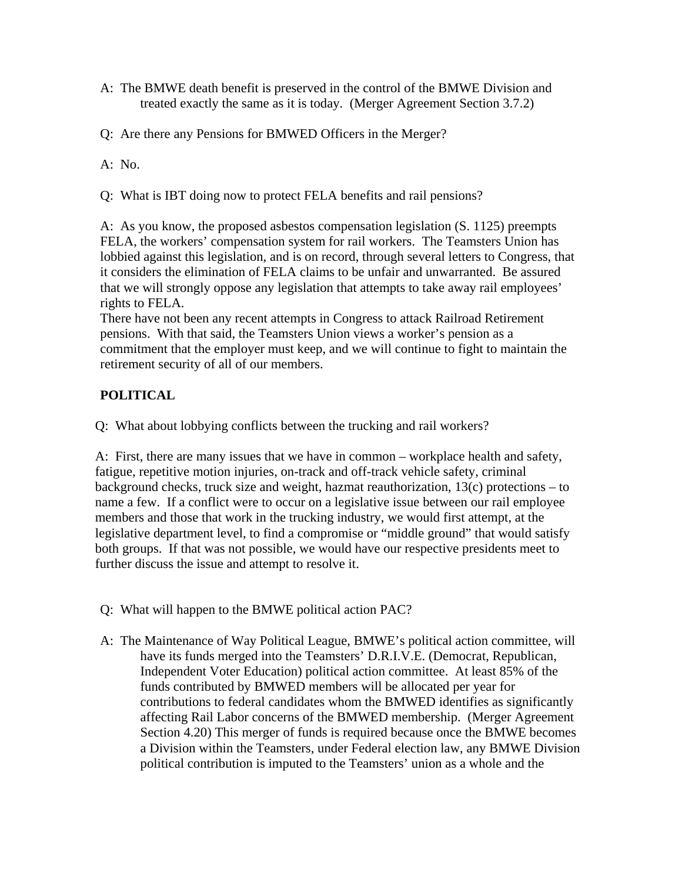A: The BMWE death benefit is preserved in the control of the BMWE Division and treated exactly the same as it is today. (Merger Agreement Section 3.7.2)

Q: Are there any Pensions for BMWED Officers in the Merger?

A: No.

Q: What is IBT doing now to protect FELA benefits and rail pensions?

A: As you know, the proposed asbestos compensation legislation (S. 1125) preempts FELA, the workers' compensation system for rail workers. The Teamsters Union has lobbied against this legislation, and is on record, through several letters to Congress, that it considers the elimination of FELA claims to be unfair and unwarranted. Be assured that we will strongly oppose any legislation that attempts to take away rail employees' rights to FELA.

There have not been any recent attempts in Congress to attack Railroad Retirement pensions. With that said, the Teamsters Union views a worker's pension as a commitment that the employer must keep, and we will continue to fight to maintain the retirement security of all of our members.

**POLITICAL**

Q: What about lobbying conflicts between the trucking and rail workers?

A: First, there are many issues that we have in common – workplace health and safety, fatigue, repetitive motion injuries, on-track and off-track vehicle safety, criminal background checks, truck size and weight, hazmat reauthorization, 13(c) protections – to name a few. If a conflict were to occur on a legislative issue between our rail employee members and those that work in the trucking industry, we would first attempt, at the legislative department level, to find a compromise or "middle ground" that would satisfy both groups. If that was not possible, we would have our respective presidents meet to further discuss the issue and attempt to resolve it.

Q: What will happen to the BMWE political action PAC?

A: The Maintenance of Way Political League, BMWE's political action committee, will have its funds merged into the Teamsters' D.R.I.V.E. (Democrat, Republican, Independent Voter Education) political action committee. At least 85% of the funds contributed by BMWED members will be allocated per year for contributions to federal candidates whom the BMWED identifies as significantly affecting Rail Labor concerns of the BMWED membership. (Merger Agreement Section 4.20) This merger of funds is required because once the BMWE becomes a Division within the Teamsters, under Federal election law, any BMWE Division political contribution is imputed to the Teamsters' union as a whole and the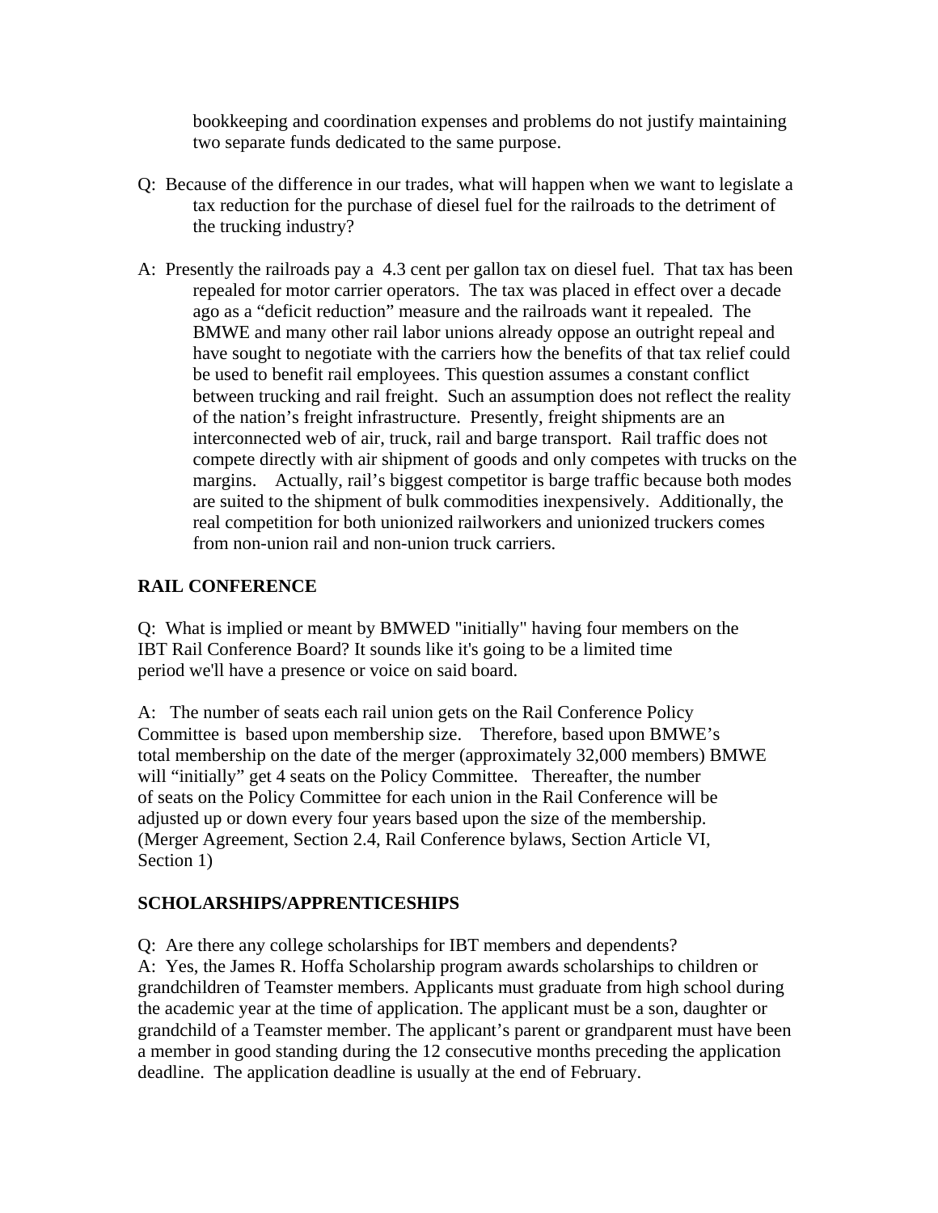bookkeeping and coordination expenses and problems do not justify maintaining two separate funds dedicated to the same purpose.

Q: Because of the difference in our trades, what will happen when we want to legislate a tax reduction for the purchase of diesel fuel for the railroads to the detriment of the trucking industry?

A: Presently the railroads pay a 4.3 cent per gallon tax on diesel fuel. That tax has been repealed for motor carrier operators. The tax was placed in effect over a decade ago as a "deficit reduction" measure and the railroads want it repealed. The BMWE and many other rail labor unions already oppose an outright repeal and have sought to negotiate with the carriers how the benefits of that tax relief could be used to benefit rail employees. This question assumes a constant conflict between trucking and rail freight. Such an assumption does not reflect the reality of the nation's freight infrastructure. Presently, freight shipments are an interconnected web of air, truck, rail and barge transport. Rail traffic does not compete directly with air shipment of goods and only competes with trucks on the margins. Actually, rail's biggest competitor is barge traffic because both modes are suited to the shipment of bulk commodities inexpensively. Additionally, the real competition for both unionized railworkers and unionized truckers comes from non-union rail and non-union truck carriers.

## RAIL CONFERENCE

Q: What is implied or meant by BMWED "initially" having four members on the IBT Rail Conference Board? It sounds like it's going to be a limited time period we'll have a presence or voice on said board.

A: The number of seats each rail union gets on the Rail Conference Policy Committee is based upon membership size. Therefore, based upon BMWE's total membership on the date of the merger (approximately 32,000 members) BMWE will "initially" get 4 seats on the Policy Committee. Thereafter, the number of seats on the Policy Committee for each union in the Rail Conference will be adjusted up or down every four years based upon the size of the membership. (Merger Agreement, Section 2.4, Rail Conference bylaws, Section Article VI, Section 1)

## SCHOLARSHIPS/APPRENTICESHIPS

Q: Are there any college scholarships for IBT members and dependents?

A: Yes, the James R. Hoffa Scholarship program awards scholarships to children or grandchildren of Teamster members. Applicants must graduate from high school during the academic year at the time of application. The applicant must be a son, daughter or grandchild of a Teamster member. The applicant's parent or grandparent must have been a member in good standing during the 12 consecutive months preceding the application deadline. The application deadline is usually at the end of February.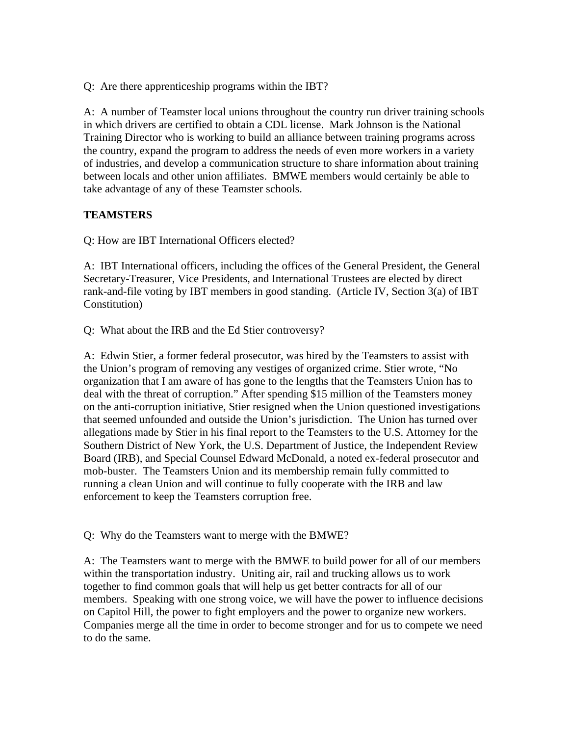Q: Are there apprenticeship programs within the IBT?

A: A number of Teamster local unions throughout the country run driver training schools in which drivers are certified to obtain a CDL license. Mark Johnson is the National Training Director who is working to build an alliance between training programs across the country, expand the program to address the needs of even more workers in a variety of industries, and develop a communication structure to share information about training between locals and other union affiliates. BMWE members would certainly be able to take advantage of any of these Teamster schools.

**TEAMSTERS**

Q: How are IBT International Officers elected?

A: IBT International officers, including the offices of the General President, the General Secretary-Treasurer, Vice Presidents, and International Trustees are elected by direct rank-and-file voting by IBT members in good standing. (Article IV, Section 3(a) of IBT Constitution)

Q: What about the IRB and the Ed Stier controversy?

A: Edwin Stier, a former federal prosecutor, was hired by the Teamsters to assist with the Union's program of removing any vestiges of organized crime. Stier wrote, "No organization that I am aware of has gone to the lengths that the Teamsters Union has to deal with the threat of corruption." After spending $15 million of the Teamsters money on the anti-corruption initiative, Stier resigned when the Union questioned investigations that seemed unfounded and outside the Union's jurisdiction. The Union has turned over allegations made by Stier in his final report to the Teamsters to the U.S. Attorney for the Southern District of New York, the U.S. Department of Justice, the Independent Review Board (IRB), and Special Counsel Edward McDonald, a noted ex-federal prosecutor and mob-buster. The Teamsters Union and its membership remain fully committed to running a clean Union and will continue to fully cooperate with the IRB and law enforcement to keep the Teamsters corruption free.

Q: Why do the Teamsters want to merge with the BMWE?

A: The Teamsters want to merge with the BMWE to build power for all of our members within the transportation industry. Uniting air, rail and trucking allows us to work together to find common goals that will help us get better contracts for all of our members. Speaking with one strong voice, we will have the power to influence decisions on Capitol Hill, the power to fight employers and the power to organize new workers. Companies merge all the time in order to become stronger and for us to compete we need to do the same.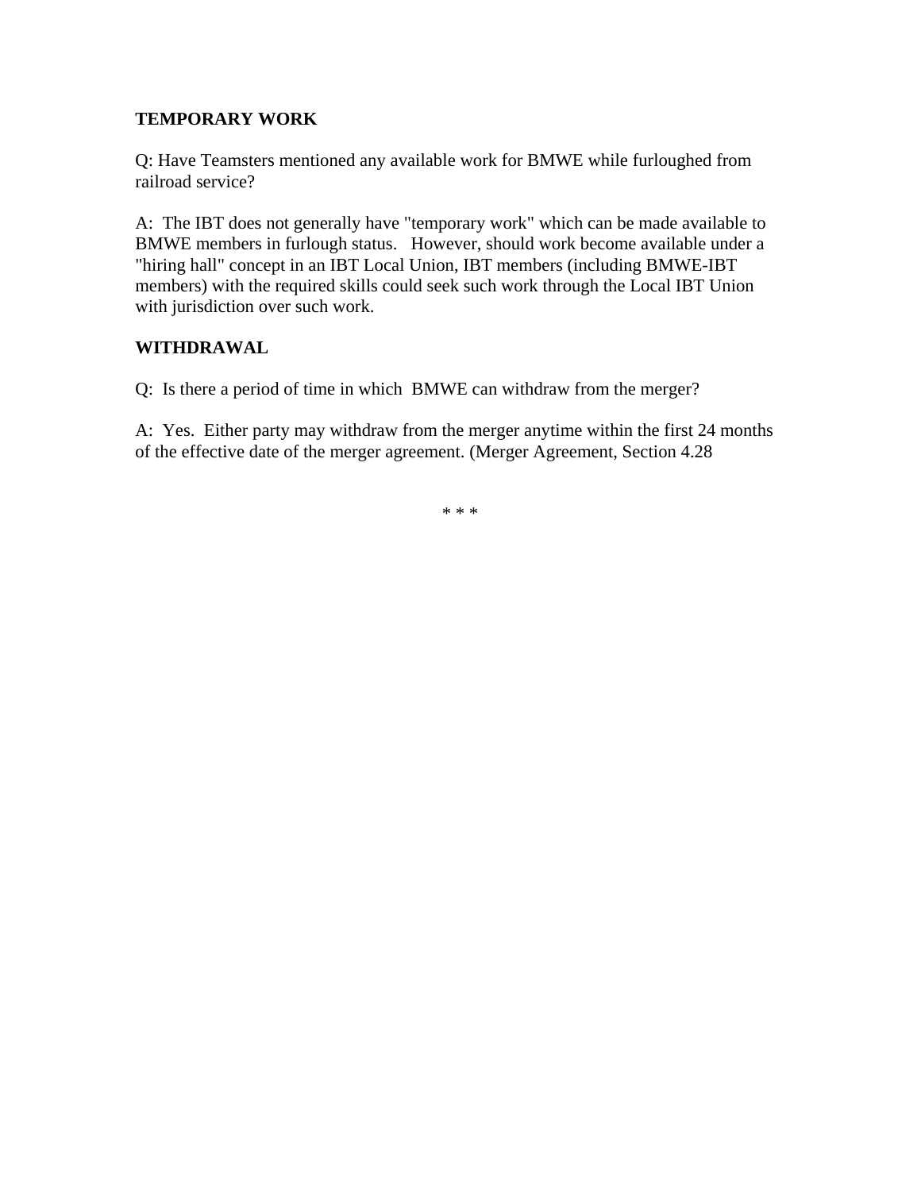**TEMPORARY WORK**

Q: Have Teamsters mentioned any available work for BMWE while furloughed from railroad service?

A: The IBT does not generally have "temporary work" which can be made available to BMWE members in furlough status. However, should work become available under a "hiring hall" concept in an IBT Local Union, IBT members (including BMWE-IBT members) with the required skills could seek such work through the Local IBT Union with jurisdiction over such work.

**WITHDRAWAL**

Q: Is there a period of time in which BMWE can withdraw from the merger?

A: Yes. Either party may withdraw from the merger anytime within the first 24 months of the effective date of the merger agreement. (Merger Agreement, Section 4.28

\* \* \*